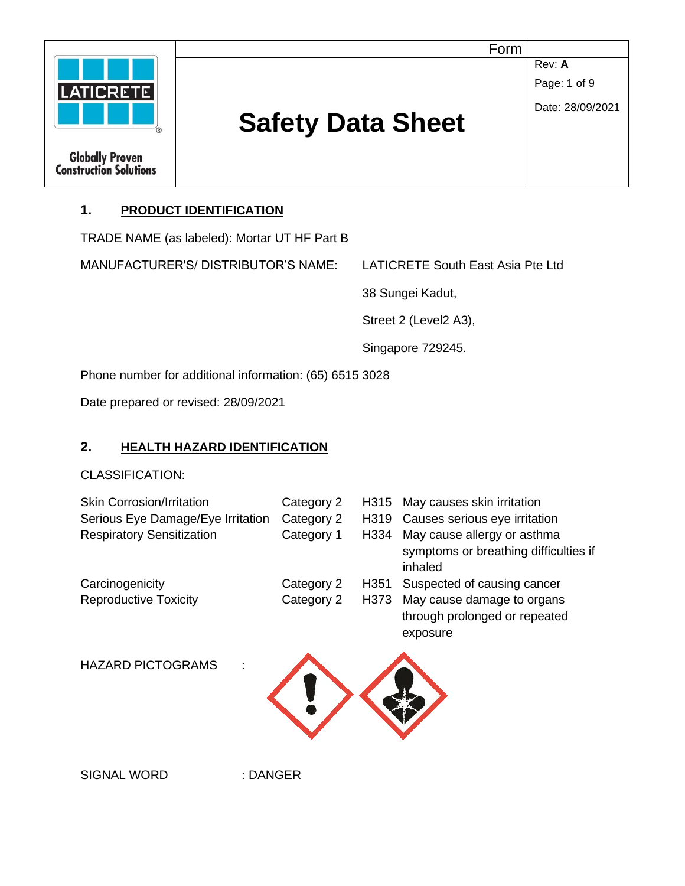# Safety Data Sheet

Form

Rev: **A**

Date: 28/09/2021

## 1. PRODUCT IDENTIFICATION

TRADE NAME (as labeled): Mortar UT HF Part B

MANUFACTURER'S/ DISTRIBUTOR'S NAME: LATICRETE South East Asia Pte Ltd
38 Sungei Kadut,
Street 2 (Level2 A3),
Singapore 729245.

Phone number for additional information: (65) 6515 3028

Date prepared or revised: 28/09/2021

## 2. HEALTH HAZARD IDENTIFICATION

CLASSIFICATION:

| | | | |
|---|---|---|---|
| Skin Corrosion/Irritation | Category 2 | H315 | May causes skin irritation |
| Serious Eye Damage/Eye Irritation | Category 2 | H319 | Causes serious eye irritation |
| Respiratory Sensitization | Category 1 | H334 | May cause allergy or asthma symptoms or breathing difficulties if inhaled |
| Carcinogenicity | Category 2 | H351 | Suspected of causing cancer |
| Reproductive Toxicity | Category 2 | H373 | May cause damage to organs through prolonged or repeated exposure |

HAZARD PICTOGRAMS :

SIGNAL WORD : DANGER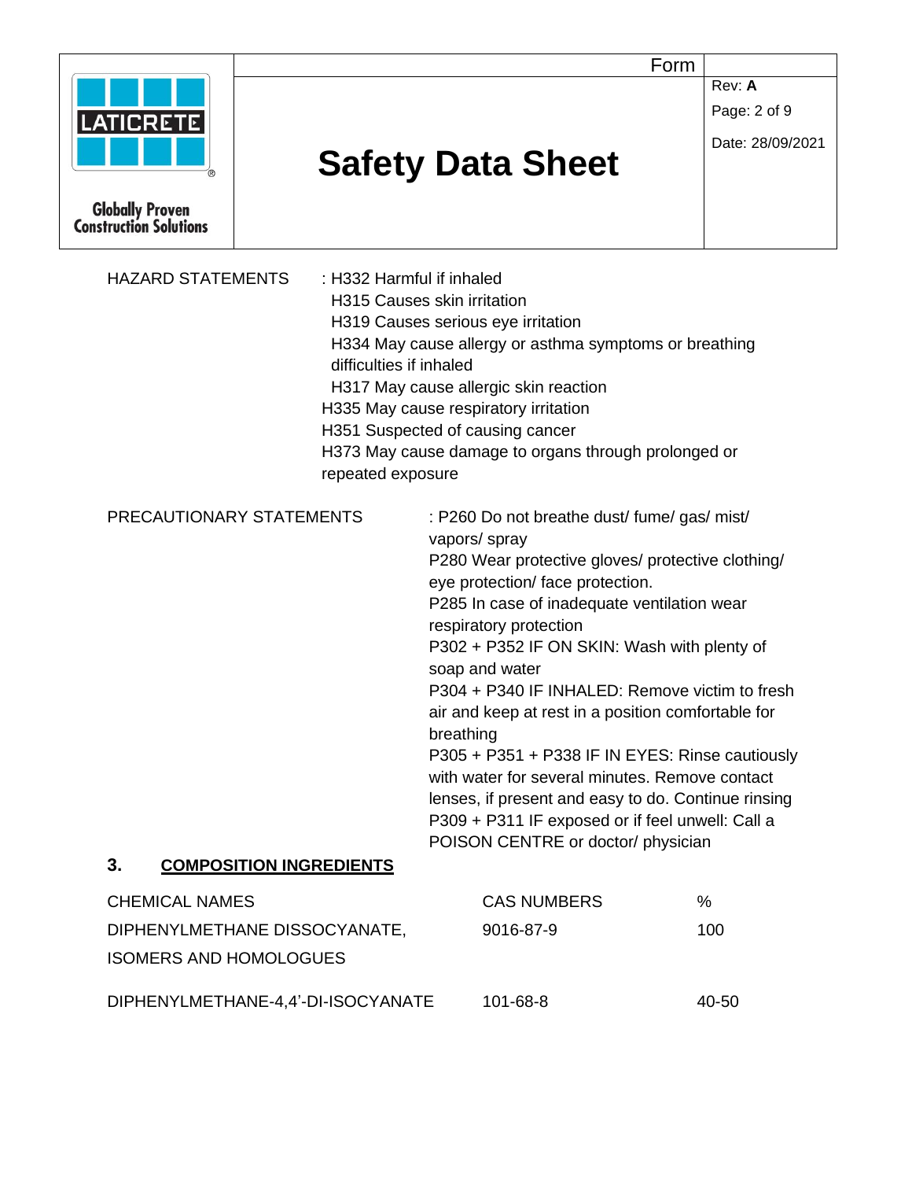HAZARD STATEMENTS : H332 Harmful if inhaled
H315 Causes skin irritation
H319 Causes serious eye irritation
H334 May cause allergy or asthma symptoms or breathing difficulties if inhaled
H317 May cause allergic skin reaction
H335 May cause respiratory irritation
H351 Suspected of causing cancer
H373 May cause damage to organs through prolonged or repeated exposure

PRECAUTIONARY STATEMENTS : P260 Do not breathe dust/ fume/ gas/ mist/ vapors/ spray
P280 Wear protective gloves/ protective clothing/ eye protection/ face protection.
P285 In case of inadequate ventilation wear respiratory protection
P302 + P352 IF ON SKIN: Wash with plenty of soap and water
P304 + P340 IF INHALED: Remove victim to fresh air and keep at rest in a position comfortable for breathing
P305 + P351 + P338 IF IN EYES: Rinse cautiously with water for several minutes. Remove contact lenses, if present and easy to do. Continue rinsing
P309 + P311 IF exposed or if feel unwell: Call a POISON CENTRE or doctor/ physician

## 3. COMPOSITION INGREDIENTS

| CHEMICAL NAMES | CAS NUMBERS | % |
|---|---|---|
| DIPHENYLMETHANE DISSOCYANATE, ISOMERS AND HOMOLOGUES | 9016-87-9 | 100 |
| DIPHENYLMETHANE-4,4'-DI-ISOCYANATE | 101-68-8 | 40-50 |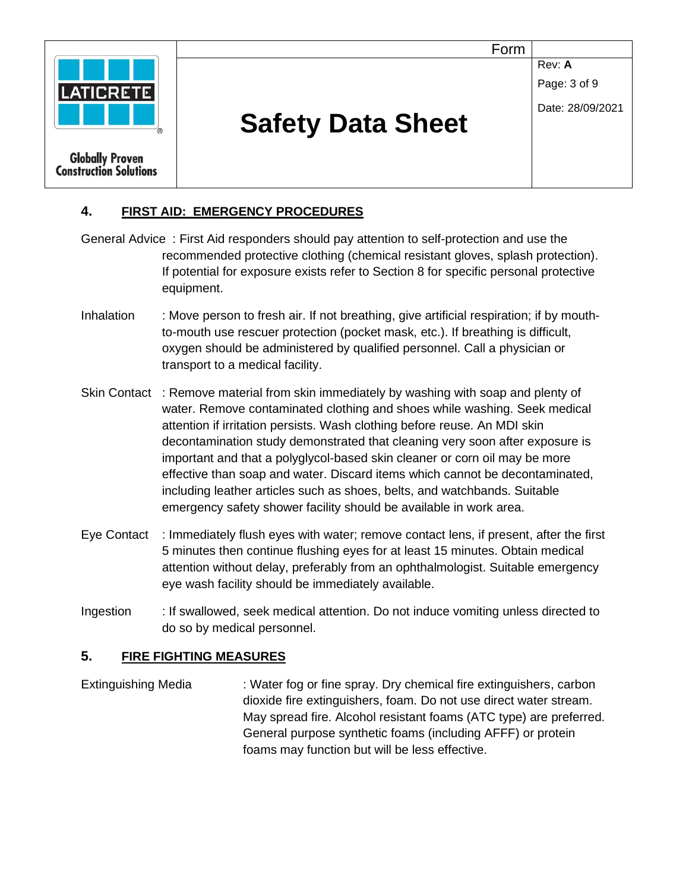## 4. FIRST AID: EMERGENCY PROCEDURES

General Advice : First Aid responders should pay attention to self-protection and use the recommended protective clothing (chemical resistant gloves, splash protection). If potential for exposure exists refer to Section 8 for specific personal protective equipment.

Inhalation : Move person to fresh air. If not breathing, give artificial respiration; if by mouth-to-mouth use rescuer protection (pocket mask, etc.). If breathing is difficult, oxygen should be administered by qualified personnel. Call a physician or transport to a medical facility.

Skin Contact : Remove material from skin immediately by washing with soap and plenty of water. Remove contaminated clothing and shoes while washing. Seek medical attention if irritation persists. Wash clothing before reuse. An MDI skin decontamination study demonstrated that cleaning very soon after exposure is important and that a polyglycol-based skin cleaner or corn oil may be more effective than soap and water. Discard items which cannot be decontaminated, including leather articles such as shoes, belts, and watchbands. Suitable emergency safety shower facility should be available in work area.

Eye Contact : Immediately flush eyes with water; remove contact lens, if present, after the first 5 minutes then continue flushing eyes for at least 15 minutes. Obtain medical attention without delay, preferably from an ophthalmologist. Suitable emergency eye wash facility should be immediately available.

Ingestion : If swallowed, seek medical attention. Do not induce vomiting unless directed to do so by medical personnel.

## 5. FIRE FIGHTING MEASURES

Extinguishing Media : Water fog or fine spray. Dry chemical fire extinguishers, carbon dioxide fire extinguishers, foam. Do not use direct water stream. May spread fire. Alcohol resistant foams (ATC type) are preferred. General purpose synthetic foams (including AFFF) or protein foams may function but will be less effective.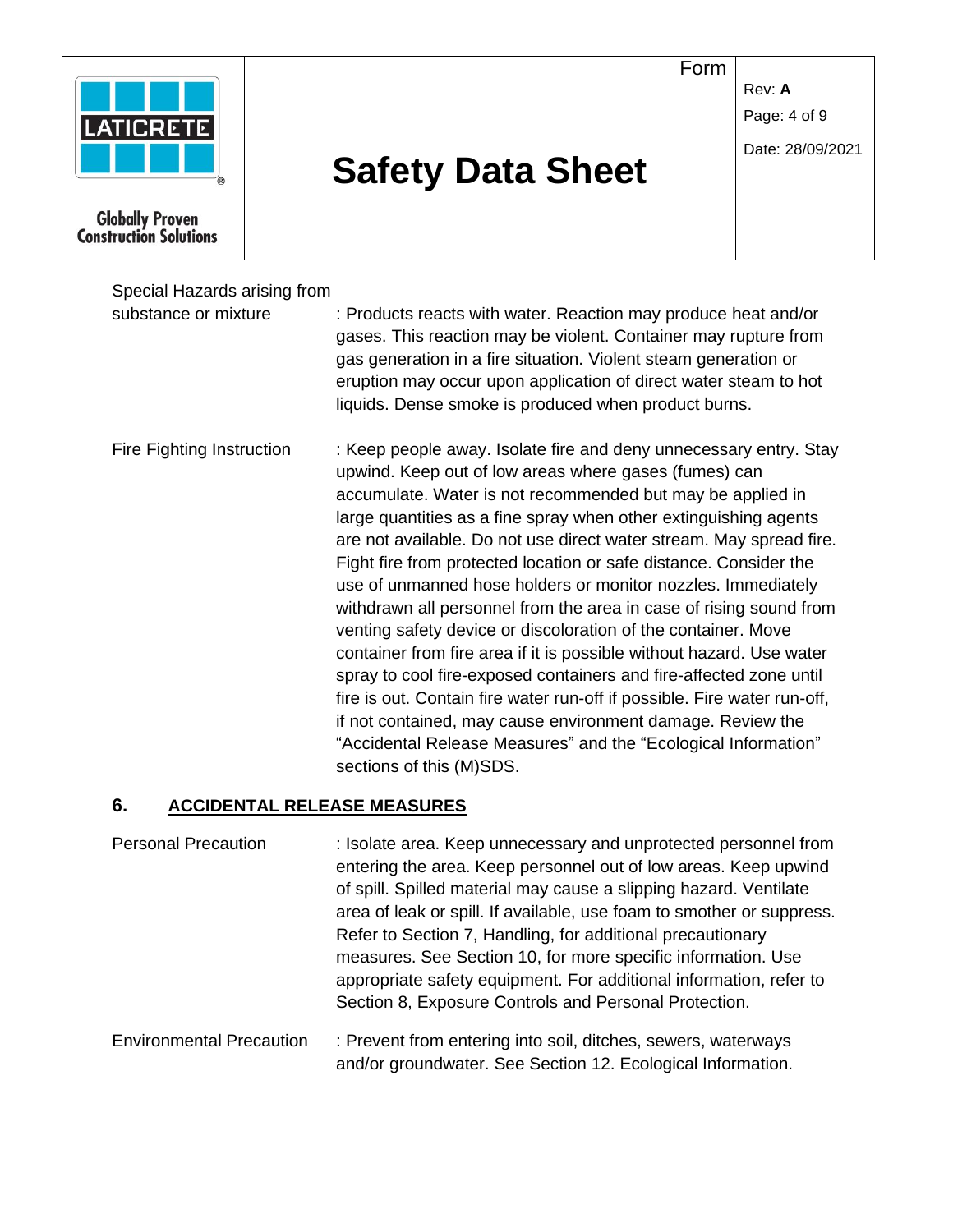Special Hazards arising from substance or mixture : Products reacts with water. Reaction may produce heat and/or gases. This reaction may be violent. Container may rupture from gas generation in a fire situation. Violent steam generation or eruption may occur upon application of direct water steam to hot liquids. Dense smoke is produced when product burns.

Fire Fighting Instruction : Keep people away. Isolate fire and deny unnecessary entry. Stay upwind. Keep out of low areas where gases (fumes) can accumulate. Water is not recommended but may be applied in large quantities as a fine spray when other extinguishing agents are not available. Do not use direct water stream. May spread fire. Fight fire from protected location or safe distance. Consider the use of unmanned hose holders or monitor nozzles. Immediately withdrawn all personnel from the area in case of rising sound from venting safety device or discoloration of the container. Move container from fire area if it is possible without hazard. Use water spray to cool fire-exposed containers and fire-affected zone until fire is out. Contain fire water run-off if possible. Fire water run-off, if not contained, may cause environment damage. Review the “Accidental Release Measures” and the “Ecological Information” sections of this (M)SDS.

## 6. ACCIDENTAL RELEASE MEASURES

Personal Precaution : Isolate area. Keep unnecessary and unprotected personnel from entering the area. Keep personnel out of low areas. Keep upwind of spill. Spilled material may cause a slipping hazard. Ventilate area of leak or spill. If available, use foam to smother or suppress. Refer to Section 7, Handling, for additional precautionary measures. See Section 10, for more specific information. Use appropriate safety equipment. For additional information, refer to Section 8, Exposure Controls and Personal Protection.

Environmental Precaution : Prevent from entering into soil, ditches, sewers, waterways and/or groundwater. See Section 12. Ecological Information.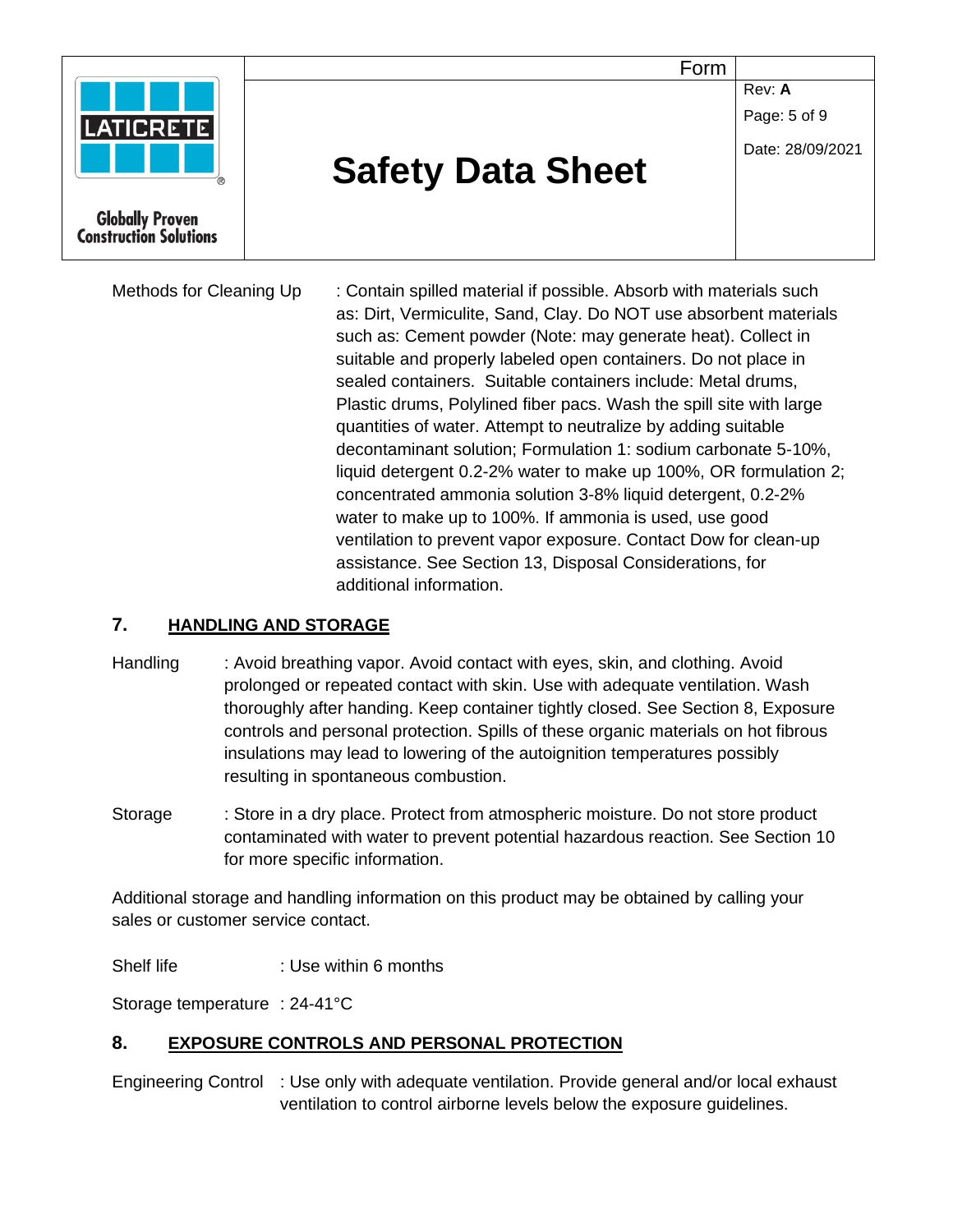Methods for Cleaning Up : Contain spilled material if possible. Absorb with materials such as: Dirt, Vermiculite, Sand, Clay. Do NOT use absorbent materials such as: Cement powder (Note: may generate heat). Collect in suitable and properly labeled open containers. Do not place in sealed containers. Suitable containers include: Metal drums, Plastic drums, Polylined fiber pacs. Wash the spill site with large quantities of water. Attempt to neutralize by adding suitable decontaminant solution; Formulation 1: sodium carbonate 5-10%, liquid detergent 0.2-2% water to make up 100%, OR formulation 2; concentrated ammonia solution 3-8% liquid detergent, 0.2-2% water to make up to 100%. If ammonia is used, use good ventilation to prevent vapor exposure. Contact Dow for clean-up assistance. See Section 13, Disposal Considerations, for additional information.

## 7. HANDLING AND STORAGE

Handling : Avoid breathing vapor. Avoid contact with eyes, skin, and clothing. Avoid prolonged or repeated contact with skin. Use with adequate ventilation. Wash thoroughly after handing. Keep container tightly closed. See Section 8, Exposure controls and personal protection. Spills of these organic materials on hot fibrous insulations may lead to lowering of the autoignition temperatures possibly resulting in spontaneous combustion.

Storage : Store in a dry place. Protect from atmospheric moisture. Do not store product contaminated with water to prevent potential hazardous reaction. See Section 10 for more specific information.

Additional storage and handling information on this product may be obtained by calling your sales or customer service contact.

Shelf life : Use within 6 months

Storage temperature : 24-41°C

## 8. EXPOSURE CONTROLS AND PERSONAL PROTECTION

Engineering Control : Use only with adequate ventilation. Provide general and/or local exhaust ventilation to control airborne levels below the exposure guidelines.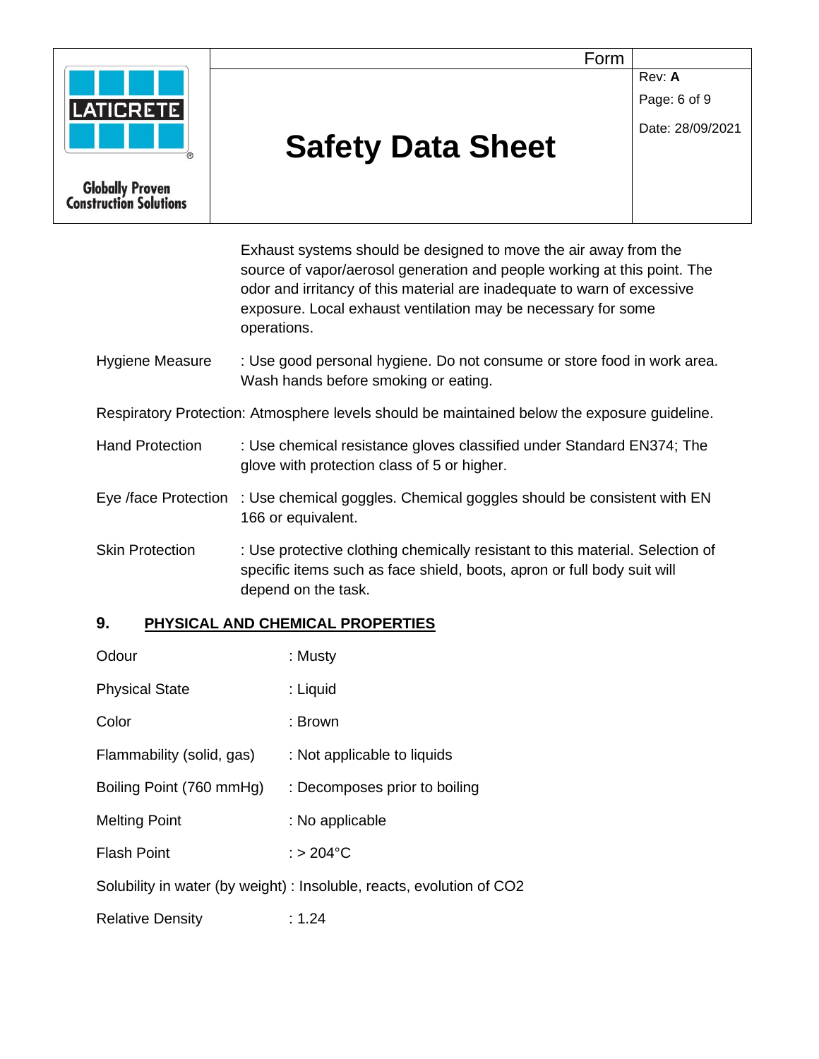Exhaust systems should be designed to move the air away from the source of vapor/aerosol generation and people working at this point. The odor and irritancy of this material are inadequate to warn of excessive exposure. Local exhaust ventilation may be necessary for some operations.

Hygiene Measure : Use good personal hygiene. Do not consume or store food in work area. Wash hands before smoking or eating.

Respiratory Protection: Atmosphere levels should be maintained below the exposure guideline.

Hand Protection : Use chemical resistance gloves classified under Standard EN374; The glove with protection class of 5 or higher.

Eye /face Protection : Use chemical goggles. Chemical goggles should be consistent with EN 166 or equivalent.

Skin Protection : Use protective clothing chemically resistant to this material. Selection of specific items such as face shield, boots, apron or full body suit will depend on the task.

## 9. PHYSICAL AND CHEMICAL PROPERTIES

Odour : Musty

Physical State : Liquid

Color : Brown

Flammability (solid, gas) : Not applicable to liquids

Boiling Point (760 mmHg) : Decomposes prior to boiling

Melting Point : No applicable

Flash Point : > 204°C

Solubility in water (by weight) : Insoluble, reacts, evolution of $CO_2$

Relative Density : 1.24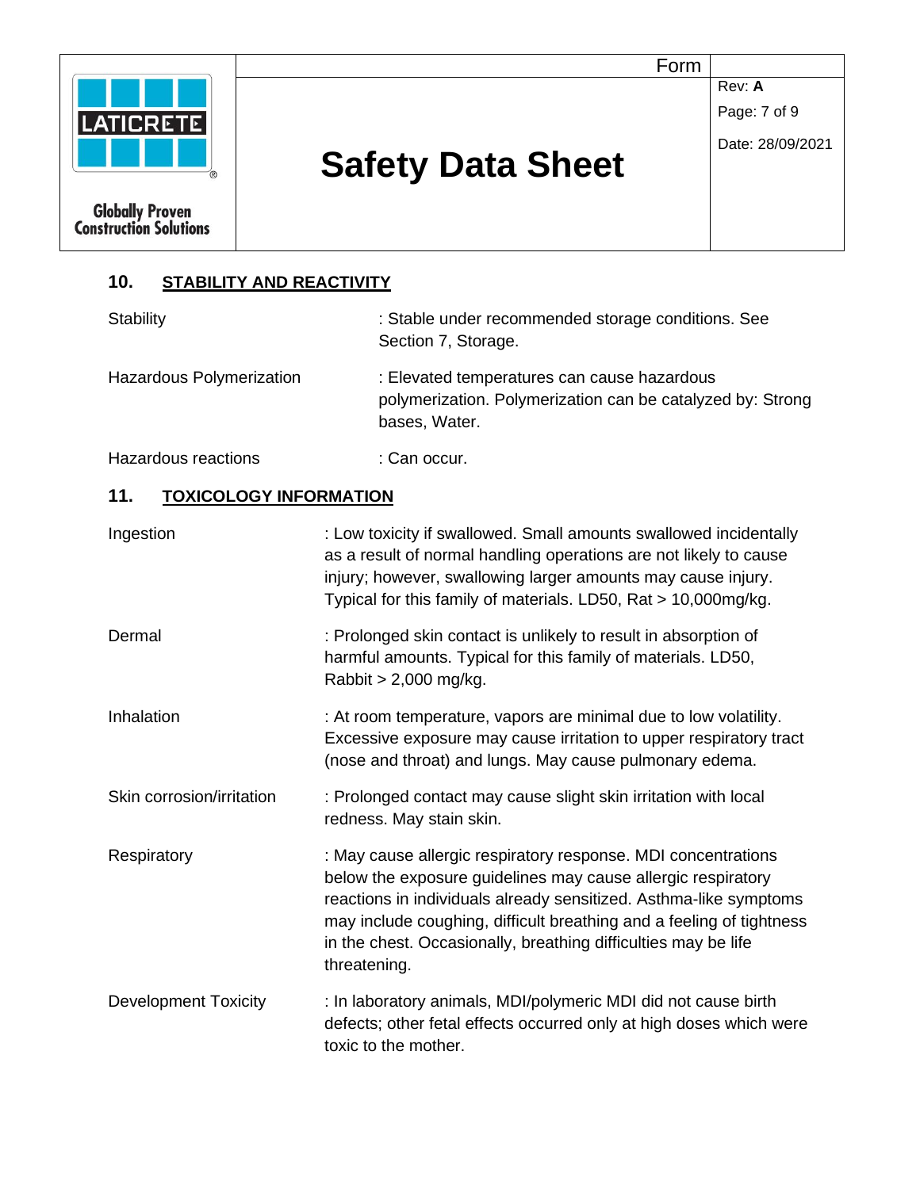## 10. STABILITY AND REACTIVITY

| | |
|---|---|
| Stability | : Stable under recommended storage conditions. See Section 7, Storage. |
| Hazardous Polymerization | : Elevated temperatures can cause hazardous polymerization. Polymerization can be catalyzed by: Strong bases, Water. |
| Hazardous reactions | : Can occur. |

## 11. TOXICOLOGY INFORMATION

| | |
|---|---|
| Ingestion | : Low toxicity if swallowed. Small amounts swallowed incidentally as a result of normal handling operations are not likely to cause injury; however, swallowing larger amounts may cause injury. Typical for this family of materials. LD50, Rat > 10,000mg/kg. |
| Dermal | : Prolonged skin contact is unlikely to result in absorption of harmful amounts. Typical for this family of materials. LD50, Rabbit > 2,000 mg/kg. |
| Inhalation | : At room temperature, vapors are minimal due to low volatility. Excessive exposure may cause irritation to upper respiratory tract (nose and throat) and lungs. May cause pulmonary edema. |
| Skin corrosion/irritation | : Prolonged contact may cause slight skin irritation with local redness. May stain skin. |
| Respiratory | : May cause allergic respiratory response. MDI concentrations below the exposure guidelines may cause allergic respiratory reactions in individuals already sensitized. Asthma-like symptoms may include coughing, difficult breathing and a feeling of tightness in the chest. Occasionally, breathing difficulties may be life threatening. |
| Development Toxicity | : In laboratory animals, MDI/polymeric MDI did not cause birth defects; other fetal effects occurred only at high doses which were toxic to the mother. |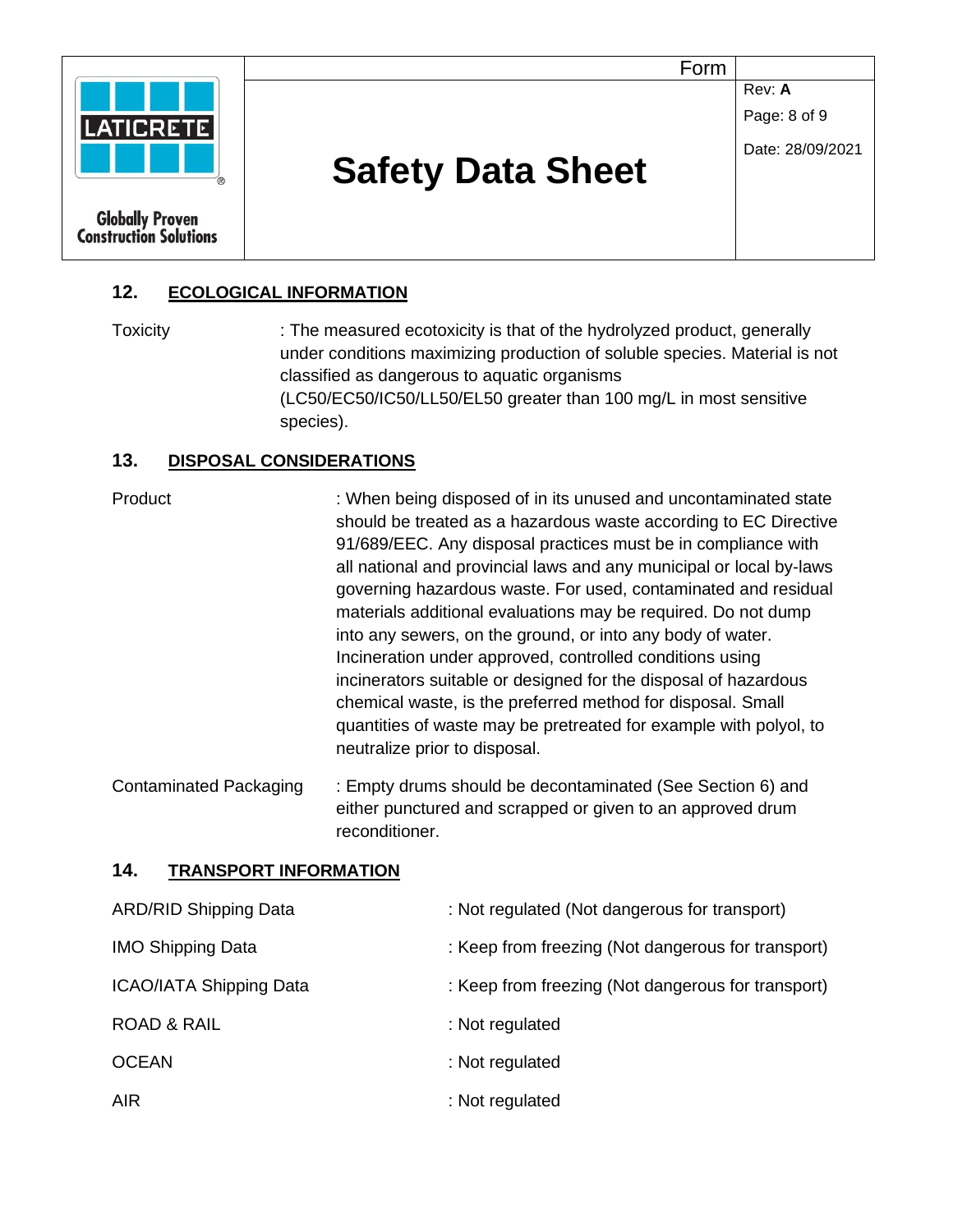## 12. ECOLOGICAL INFORMATION

Toxicity : The measured ecotoxicity is that of the hydrolyzed product, generally under conditions maximizing production of soluble species. Material is not classified as dangerous to aquatic organisms (LC50/EC50/IC50/LL50/EL50 greater than 100 mg/L in most sensitive species).

## 13. DISPOSAL CONSIDERATIONS

Product : When being disposed of in its unused and uncontaminated state should be treated as a hazardous waste according to EC Directive 91/689/EEC. Any disposal practices must be in compliance with all national and provincial laws and any municipal or local by-laws governing hazardous waste. For used, contaminated and residual materials additional evaluations may be required. Do not dump into any sewers, on the ground, or into any body of water. Incineration under approved, controlled conditions using incinerators suitable or designed for the disposal of hazardous chemical waste, is the preferred method for disposal. Small quantities of waste may be pretreated for example with polyol, to neutralize prior to disposal.

Contaminated Packaging : Empty drums should be decontaminated (See Section 6) and either punctured and scrapped or given to an approved drum reconditioner.

## 14. TRANSPORT INFORMATION

| | |
|---|---|
| ARD/RID Shipping Data | : Not regulated (Not dangerous for transport) |
| IMO Shipping Data | : Keep from freezing (Not dangerous for transport) |
| ICAO/IATA Shipping Data | : Keep from freezing (Not dangerous for transport) |
| ROAD & RAIL | : Not regulated |
| OCEAN | : Not regulated |
| AIR | : Not regulated |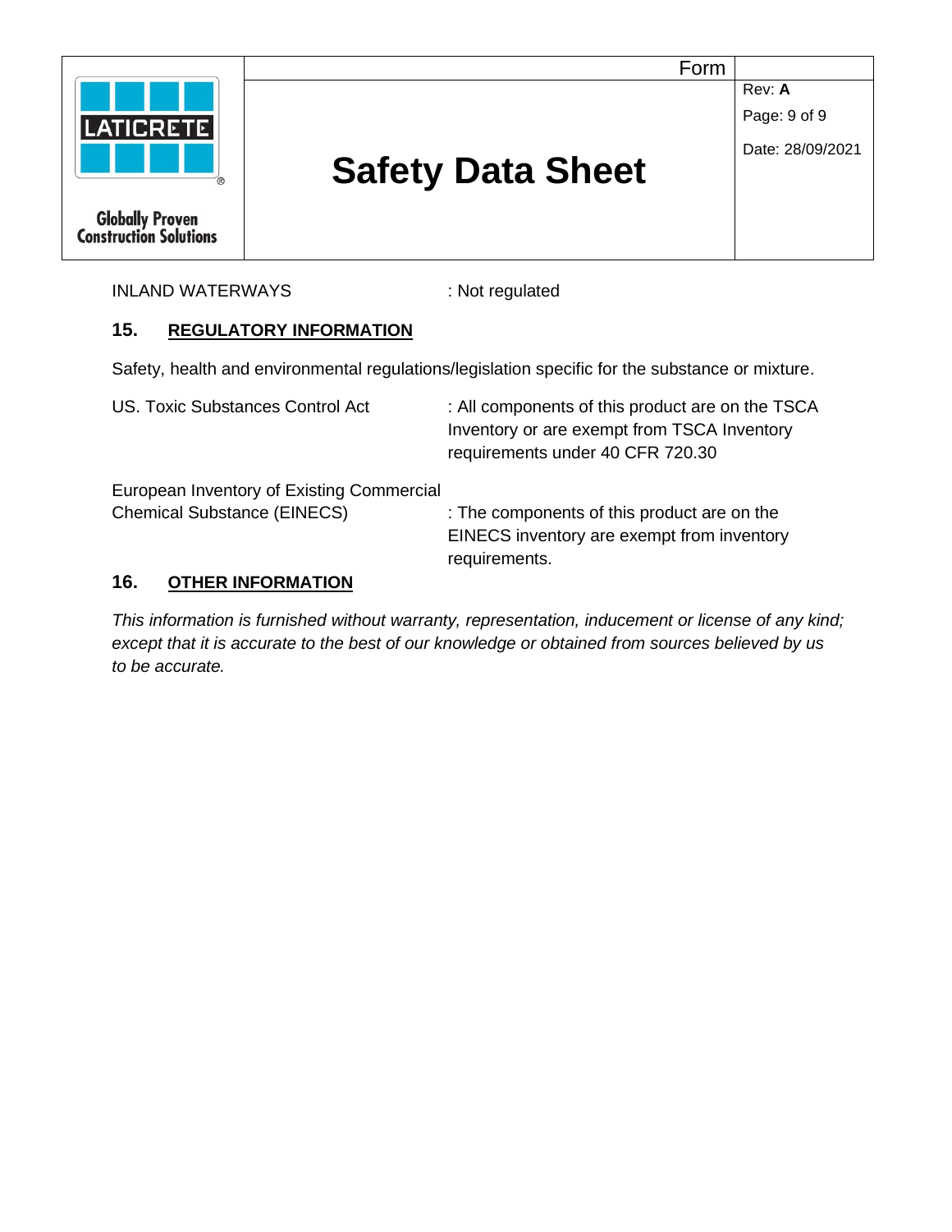INLAND WATERWAYS : Not regulated

## 15. REGULATORY INFORMATION

Safety, health and environmental regulations/legislation specific for the substance or mixture.

| | |
|---|---|
| US. Toxic Substances Control Act | : All components of this product are on the TSCA Inventory or are exempt from TSCA Inventory requirements under 40 CFR 720.30 |
| European Inventory of Existing Commercial Chemical Substance (EINECS) | : The components of this product are on the EINECS inventory are exempt from inventory requirements. |

## 16. OTHER INFORMATION

*This information is furnished without warranty, representation, inducement or license of any kind; except that it is accurate to the best of our knowledge or obtained from sources believed by us to be accurate.*